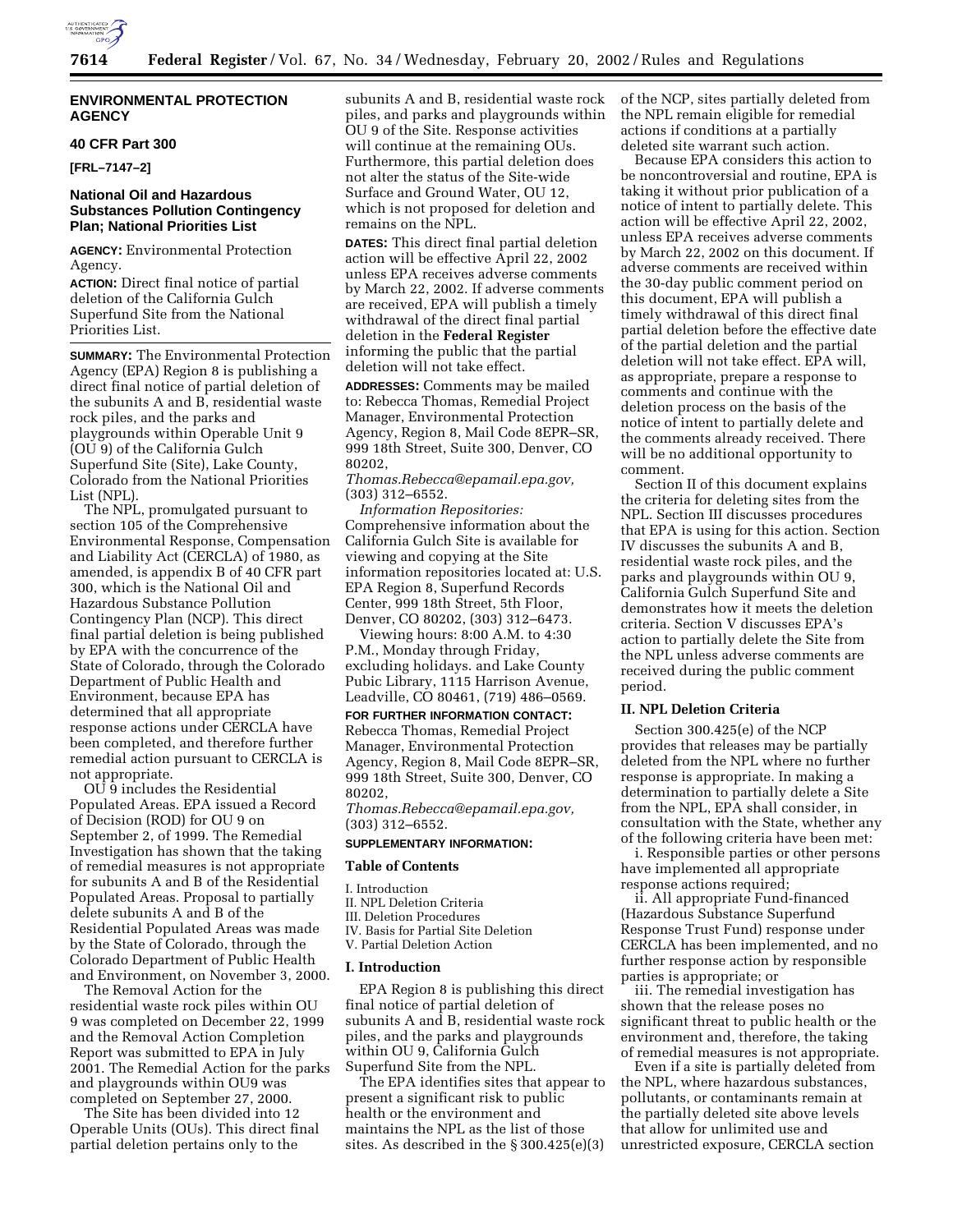**ENVIRONMENTAL PROTECTION AGENCY**

**40 CFR Part 300**

**[FRL–7147–2]**

## National Oil and Hazardous Substances Pollution Contingency Plan; National Priorities List

**AGENCY:** Environmental Protection Agency.

**ACTION:** Direct final notice of partial deletion of the California Gulch Superfund Site from the National Priorities List.

**SUMMARY:** The Environmental Protection Agency (EPA) Region 8 is publishing a direct final notice of partial deletion of the subunits A and B, residential waste rock piles, and the parks and playgrounds within Operable Unit 9 (OU 9) of the California Gulch Superfund Site (Site), Lake County, Colorado from the National Priorities List (NPL).

The NPL, promulgated pursuant to section 105 of the Comprehensive Environmental Response, Compensation and Liability Act (CERCLA) of 1980, as amended, is appendix B of 40 CFR part 300, which is the National Oil and Hazardous Substance Pollution Contingency Plan (NCP). This direct final partial deletion is being published by EPA with the concurrence of the State of Colorado, through the Colorado Department of Public Health and Environment, because EPA has determined that all appropriate response actions under CERCLA have been completed, and therefore further remedial action pursuant to CERCLA is not appropriate.

OU 9 includes the Residential Populated Areas. EPA issued a Record of Decision (ROD) for OU 9 on September 2, of 1999. The Remedial Investigation has shown that the taking of remedial measures is not appropriate for subunits A and B of the Residential Populated Areas. Proposal to partially delete subunits A and B of the Residential Populated Areas was made by the State of Colorado, through the Colorado Department of Public Health and Environment, on November 3, 2000.

The Removal Action for the residential waste rock piles within OU 9 was completed on December 22, 1999 and the Removal Action Completion Report was submitted to EPA in July 2001. The Remedial Action for the parks and playgrounds within OU9 was completed on September 27, 2000.

The Site has been divided into 12 Operable Units (OUs). This direct final partial deletion pertains only to the subunits A and B, residential waste rock piles, and parks and playgrounds within OU 9 of the Site. Response activities will continue at the remaining OUs. Furthermore, this partial deletion does not alter the status of the Site-wide Surface and Ground Water, OU 12, which is not proposed for deletion and remains on the NPL.

**DATES:** This direct final partial deletion action will be effective April 22, 2002 unless EPA receives adverse comments by March 22, 2002. If adverse comments are received, EPA will publish a timely withdrawal of the direct final partial deletion in the **Federal Register** informing the public that the partial deletion will not take effect.

**ADDRESSES:** Comments may be mailed to: Rebecca Thomas, Remedial Project Manager, Environmental Protection Agency, Region 8, Mail Code 8EPR–SR, 999 18th Street, Suite 300, Denver, CO 80202, *Thomas.Rebecca@epamail.epa.gov,* (303) 312–6552.

*Information Repositories:* Comprehensive information about the California Gulch Site is available for viewing and copying at the Site information repositories located at: U.S. EPA Region 8, Superfund Records Center, 999 18th Street, 5th Floor, Denver, CO 80202, (303) 312–6473.

Viewing hours: 8:00 A.M. to 4:30 P.M., Monday through Friday, excluding holidays. and Lake County Pubic Library, 1115 Harrison Avenue, Leadville, CO 80461, (719) 486–0569.

**FOR FURTHER INFORMATION CONTACT:** Rebecca Thomas, Remedial Project Manager, Environmental Protection Agency, Region 8, Mail Code 8EPR–SR, 999 18th Street, Suite 300, Denver, CO 80202, *Thomas.Rebecca@epamail.epa.gov,* (303) 312–6552.

**SUPPLEMENTARY INFORMATION:**

### Table of Contents

I. Introduction
II. NPL Deletion Criteria
III. Deletion Procedures
IV. Basis for Partial Site Deletion
V. Partial Deletion Action

### I. Introduction

EPA Region 8 is publishing this direct final notice of partial deletion of subunits A and B, residential waste rock piles, and the parks and playgrounds within OU 9, California Gulch Superfund Site from the NPL.

The EPA identifies sites that appear to present a significant risk to public health or the environment and maintains the NPL as the list of those sites. As described in the § 300.425(e)(3) of the NCP, sites partially deleted from the NPL remain eligible for remedial actions if conditions at a partially deleted site warrant such action.

Because EPA considers this action to be noncontroversial and routine, EPA is taking it without prior publication of a notice of intent to partially delete. This action will be effective April 22, 2002, unless EPA receives adverse comments by March 22, 2002 on this document. If adverse comments are received within the 30-day public comment period on this document, EPA will publish a timely withdrawal of this direct final partial deletion before the effective date of the partial deletion and the partial deletion will not take effect. EPA will, as appropriate, prepare a response to comments and continue with the deletion process on the basis of the notice of intent to partially delete and the comments already received. There will be no additional opportunity to comment.

Section II of this document explains the criteria for deleting sites from the NPL. Section III discusses procedures that EPA is using for this action. Section IV discusses the subunits A and B, residential waste rock piles, and the parks and playgrounds within OU 9, California Gulch Superfund Site and demonstrates how it meets the deletion criteria. Section V discusses EPA's action to partially delete the Site from the NPL unless adverse comments are received during the public comment period.

### II. NPL Deletion Criteria

Section 300.425(e) of the NCP provides that releases may be partially deleted from the NPL where no further response is appropriate. In making a determination to partially delete a Site from the NPL, EPA shall consider, in consultation with the State, whether any of the following criteria have been met:

i. Responsible parties or other persons have implemented all appropriate response actions required;

ii. All appropriate Fund-financed (Hazardous Substance Superfund Response Trust Fund) response under CERCLA has been implemented, and no further response action by responsible parties is appropriate; or

iii. The remedial investigation has shown that the release poses no significant threat to public health or the environment and, therefore, the taking of remedial measures is not appropriate.

Even if a site is partially deleted from the NPL, where hazardous substances, pollutants, or contaminants remain at the partially deleted site above levels that allow for unlimited use and unrestricted exposure, CERCLA section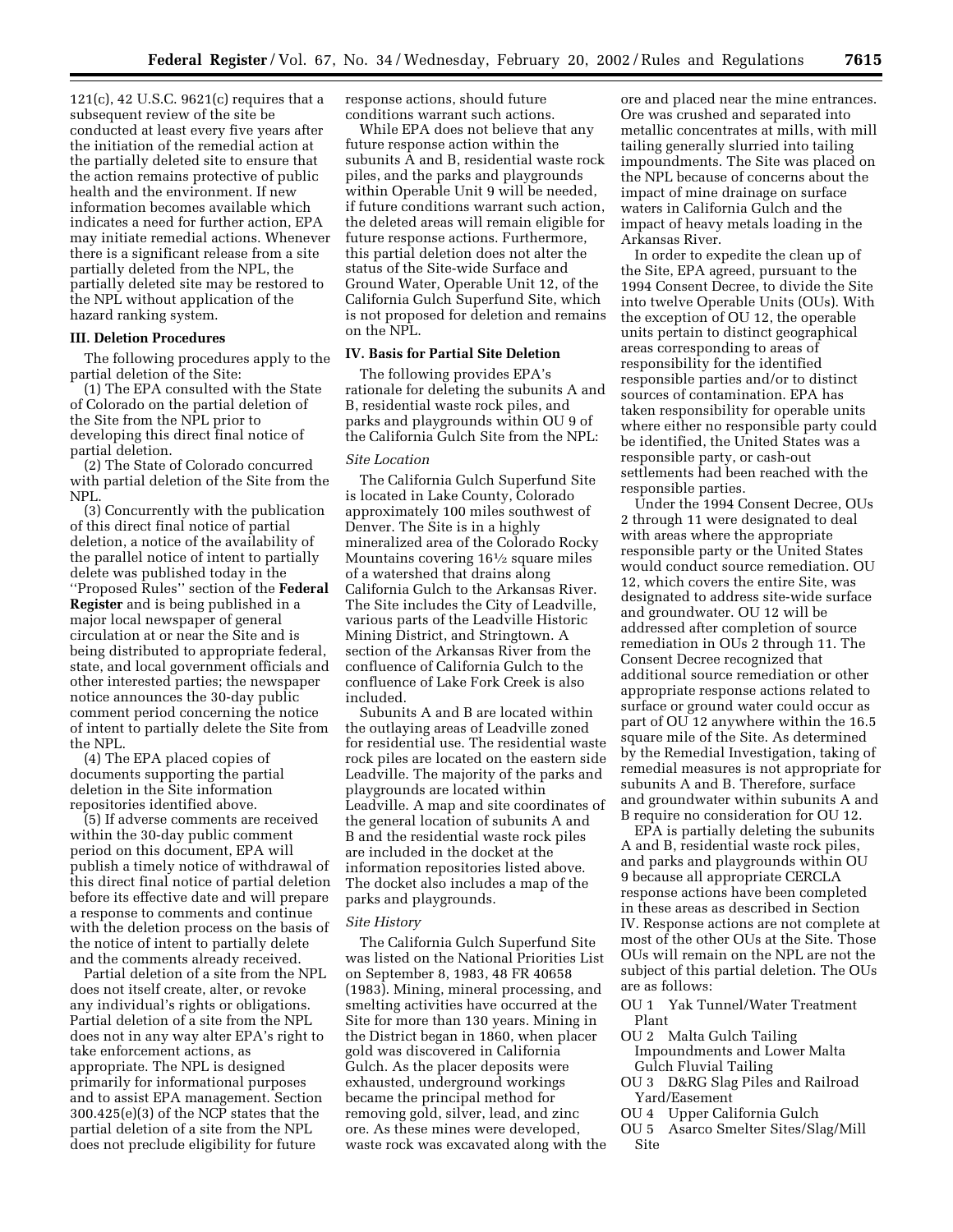121(c), 42 U.S.C. 9621(c) requires that a subsequent review of the site be conducted at least every five years after the initiation of the remedial action at the partially deleted site to ensure that the action remains protective of public health and the environment. If new information becomes available which indicates a need for further action, EPA may initiate remedial actions. Whenever there is a significant release from a site partially deleted from the NPL, the partially deleted site may be restored to the NPL without application of the hazard ranking system.

### III. Deletion Procedures

The following procedures apply to the partial deletion of the Site:

(1) The EPA consulted with the State of Colorado on the partial deletion of the Site from the NPL prior to developing this direct final notice of partial deletion.

(2) The State of Colorado concurred with partial deletion of the Site from the NPL.

(3) Concurrently with the publication of this direct final notice of partial deletion, a notice of the availability of the parallel notice of intent to partially delete was published today in the ''Proposed Rules'' section of the **Federal Register** and is being published in a major local newspaper of general circulation at or near the Site and is being distributed to appropriate federal, state, and local government officials and other interested parties; the newspaper notice announces the 30-day public comment period concerning the notice of intent to partially delete the Site from the NPL.

(4) The EPA placed copies of documents supporting the partial deletion in the Site information repositories identified above.

(5) If adverse comments are received within the 30-day public comment period on this document, EPA will publish a timely notice of withdrawal of this direct final notice of partial deletion before its effective date and will prepare a response to comments and continue with the deletion process on the basis of the notice of intent to partially delete and the comments already received.

Partial deletion of a site from the NPL does not itself create, alter, or revoke any individual's rights or obligations. Partial deletion of a site from the NPL does not in any way alter EPA's right to take enforcement actions, as appropriate. The NPL is designed primarily for informational purposes and to assist EPA management. Section 300.425(e)(3) of the NCP states that the partial deletion of a site from the NPL does not preclude eligibility for future response actions, should future conditions warrant such actions.

While EPA does not believe that any future response action within the subunits A and B, residential waste rock piles, and the parks and playgrounds within Operable Unit 9 will be needed, if future conditions warrant such action, the deleted areas will remain eligible for future response actions. Furthermore, this partial deletion does not alter the status of the Site-wide Surface and Ground Water, Operable Unit 12, of the California Gulch Superfund Site, which is not proposed for deletion and remains on the NPL.

### IV. Basis for Partial Site Deletion

The following provides EPA's rationale for deleting the subunits A and B, residential waste rock piles, and parks and playgrounds within OU 9 of the California Gulch Site from the NPL:

*Site Location*

The California Gulch Superfund Site is located in Lake County, Colorado approximately 100 miles southwest of Denver. The Site is in a highly mineralized area of the Colorado Rocky Mountains covering 16½ square miles of a watershed that drains along California Gulch to the Arkansas River. The Site includes the City of Leadville, various parts of the Leadville Historic Mining District, and Stringtown. A section of the Arkansas River from the confluence of California Gulch to the confluence of Lake Fork Creek is also included.

Subunits A and B are located within the outlaying areas of Leadville zoned for residential use. The residential waste rock piles are located on the eastern side Leadville. The majority of the parks and playgrounds are located within Leadville. A map and site coordinates of the general location of subunits A and B and the residential waste rock piles are included in the docket at the information repositories listed above. The docket also includes a map of the parks and playgrounds.

*Site History*

The California Gulch Superfund Site was listed on the National Priorities List on September 8, 1983, 48 FR 40658 (1983). Mining, mineral processing, and smelting activities have occurred at the Site for more than 130 years. Mining in the District began in 1860, when placer gold was discovered in California Gulch. As the placer deposits were exhausted, underground workings became the principal method for removing gold, silver, lead, and zinc ore. As these mines were developed, waste rock was excavated along with the ore and placed near the mine entrances. Ore was crushed and separated into metallic concentrates at mills, with mill tailing generally slurried into tailing impoundments. The Site was placed on the NPL because of concerns about the impact of mine drainage on surface waters in California Gulch and the impact of heavy metals loading in the Arkansas River.

In order to expedite the clean up of the Site, EPA agreed, pursuant to the 1994 Consent Decree, to divide the Site into twelve Operable Units (OUs). With the exception of OU 12, the operable units pertain to distinct geographical areas corresponding to areas of responsibility for the identified responsible parties and/or to distinct sources of contamination. EPA has taken responsibility for operable units where either no responsible party could be identified, the United States was a responsible party, or cash-out settlements had been reached with the responsible parties.

Under the 1994 Consent Decree, OUs 2 through 11 were designated to deal with areas where the appropriate responsible party or the United States would conduct source remediation. OU 12, which covers the entire Site, was designated to address site-wide surface and groundwater. OU 12 will be addressed after completion of source remediation in OUs 2 through 11. The Consent Decree recognized that additional source remediation or other appropriate response actions related to surface or ground water could occur as part of OU 12 anywhere within the 16.5 square mile of the Site. As determined by the Remedial Investigation, taking of remedial measures is not appropriate for subunits A and B. Therefore, surface and groundwater within subunits A and B require no consideration for OU 12.

EPA is partially deleting the subunits A and B, residential waste rock piles, and parks and playgrounds within OU 9 because all appropriate CERCLA response actions have been completed in these areas as described in Section IV. Response actions are not complete at most of the other OUs at the Site. Those OUs will remain on the NPL are not the subject of this partial deletion. The OUs are as follows:

- OU 1 Yak Tunnel/Water Treatment Plant
- OU 2 Malta Gulch Tailing Impoundments and Lower Malta Gulch Fluvial Tailing
- OU 3 D&RG Slag Piles and Railroad Yard/Easement
- OU 4 Upper California Gulch
- OU 5 Asarco Smelter Sites/Slag/Mill Site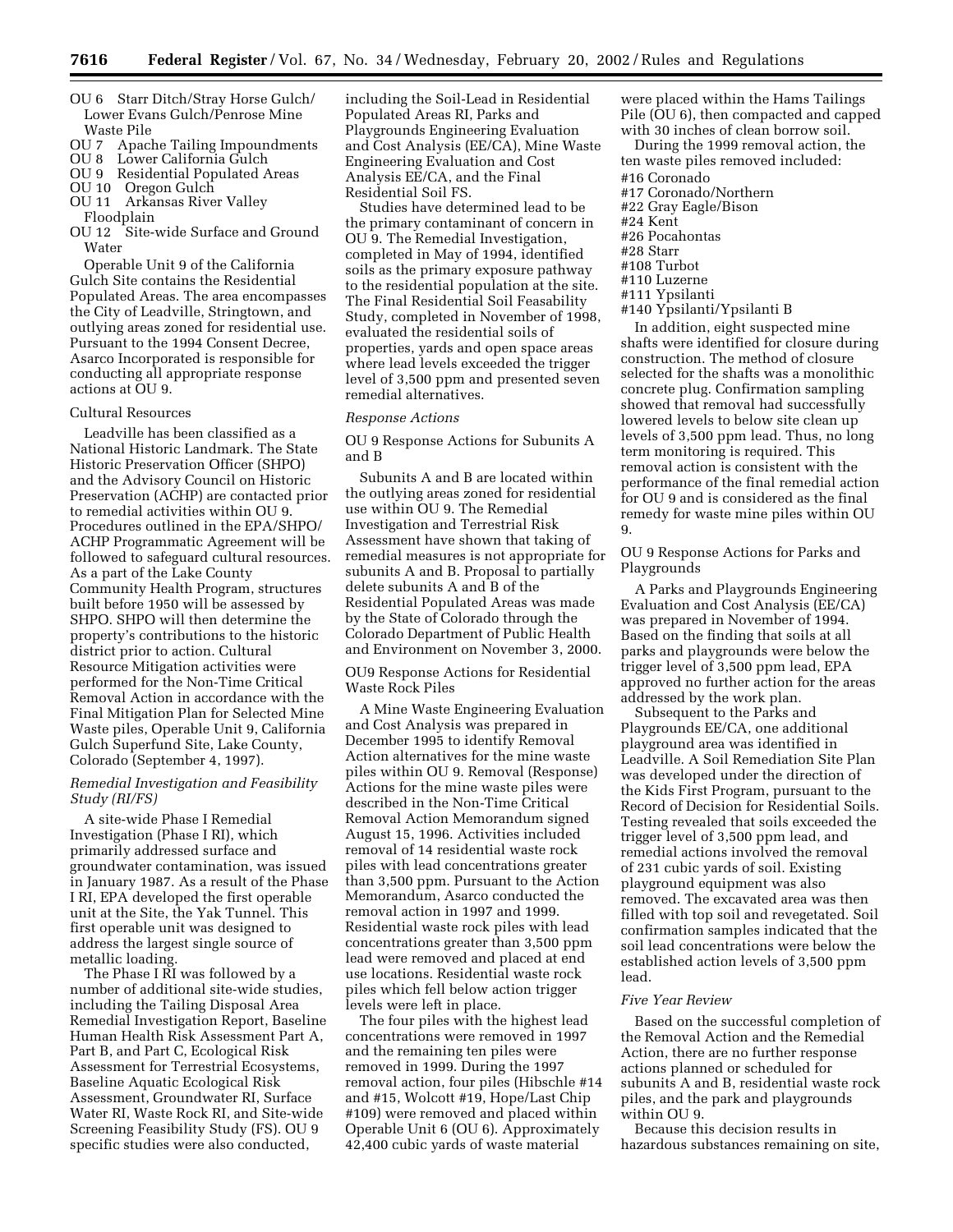OU 6 Starr Ditch/Stray Horse Gulch/ Lower Evans Gulch/Penrose Mine Waste Pile
OU 7 Apache Tailing Impoundments
OU 8 Lower California Gulch
OU 9 Residential Populated Areas
OU 10 Oregon Gulch
OU 11 Arkansas River Valley Floodplain
OU 12 Site-wide Surface and Ground Water

Operable Unit 9 of the California Gulch Site contains the Residential Populated Areas. The area encompasses the City of Leadville, Stringtown, and outlying areas zoned for residential use. Pursuant to the 1994 Consent Decree, Asarco Incorporated is responsible for conducting all appropriate response actions at OU 9.

Cultural Resources

Leadville has been classified as a National Historic Landmark. The State Historic Preservation Officer (SHPO) and the Advisory Council on Historic Preservation (ACHP) are contacted prior to remedial activities within OU 9. Procedures outlined in the EPA/SHPO/ACHP Programmatic Agreement will be followed to safeguard cultural resources. As a part of the Lake County Community Health Program, structures built before 1950 will be assessed by SHPO. SHPO will then determine the property's contributions to the historic district prior to action. Cultural Resource Mitigation activities were performed for the Non-Time Critical Removal Action in accordance with the Final Mitigation Plan for Selected Mine Waste piles, Operable Unit 9, California Gulch Superfund Site, Lake County, Colorado (September 4, 1997).

*Remedial Investigation and Feasibility Study (RI/FS)*

A site-wide Phase I Remedial Investigation (Phase I RI), which primarily addressed surface and groundwater contamination, was issued in January 1987. As a result of the Phase I RI, EPA developed the first operable unit at the Site, the Yak Tunnel. This first operable unit was designed to address the largest single source of metallic loading.

The Phase I RI was followed by a number of additional site-wide studies, including the Tailing Disposal Area Remedial Investigation Report, Baseline Human Health Risk Assessment Part A, Part B, and Part C, Ecological Risk Assessment for Terrestrial Ecosystems, Baseline Aquatic Ecological Risk Assessment, Groundwater RI, Surface Water RI, Waste Rock RI, and Site-wide Screening Feasibility Study (FS). OU 9 specific studies were also conducted, including the Soil-Lead in Residential Populated Areas RI, Parks and Playgrounds Engineering Evaluation and Cost Analysis (EE/CA), Mine Waste Engineering Evaluation and Cost Analysis EE/CA, and the Final Residential Soil FS.

Studies have determined lead to be the primary contaminant of concern in OU 9. The Remedial Investigation, completed in May of 1994, identified soils as the primary exposure pathway to the residential population at the site. The Final Residential Soil Feasability Study, completed in November of 1998, evaluated the residential soils of properties, yards and open space areas where lead levels exceeded the trigger level of 3,500 ppm and presented seven remedial alternatives.

*Response Actions*

OU 9 Response Actions for Subunits A and B

Subunits A and B are located within the outlying areas zoned for residential use within OU 9. The Remedial Investigation and Terrestrial Risk Assessment have shown that taking of remedial measures is not appropriate for subunits A and B. Proposal to partially delete subunits A and B of the Residential Populated Areas was made by the State of Colorado through the Colorado Department of Public Health and Environment on November 3, 2000.

OU9 Response Actions for Residential Waste Rock Piles

A Mine Waste Engineering Evaluation and Cost Analysis was prepared in December 1995 to identify Removal Action alternatives for the mine waste piles within OU 9. Removal (Response) Actions for the mine waste piles were described in the Non-Time Critical Removal Action Memorandum signed August 15, 1996. Activities included removal of 14 residential waste rock piles with lead concentrations greater than 3,500 ppm. Pursuant to the Action Memorandum, Asarco conducted the removal action in 1997 and 1999. Residential waste rock piles with lead concentrations greater than 3,500 ppm lead were removed and placed at end use locations. Residential waste rock piles which fell below action trigger levels were left in place.

The four piles with the highest lead concentrations were removed in 1997 and the remaining ten piles were removed in 1999. During the 1997 removal action, four piles (Hibschle #14 and #15, Wolcott #19, Hope/Last Chip #109) were removed and placed within Operable Unit 6 (OU 6). Approximately 42,400 cubic yards of waste material were placed within the Hams Tailings Pile (OU 6), then compacted and capped with 30 inches of clean borrow soil.

During the 1999 removal action, the ten waste piles removed included:

#16 Coronado
#17 Coronado/Northern
#22 Gray Eagle/Bison
#24 Kent
#26 Pocahontas
#28 Starr
#108 Turbot
#110 Luzerne
#111 Ypsilanti
#140 Ypsilanti/Ypsilanti B

In addition, eight suspected mine shafts were identified for closure during construction. The method of closure selected for the shafts was a monolithic concrete plug. Confirmation sampling showed that removal had successfully lowered levels to below site clean up levels of 3,500 ppm lead. Thus, no long term monitoring is required. This removal action is consistent with the performance of the final remedial action for OU 9 and is considered as the final remedy for waste mine piles within OU 9.

OU 9 Response Actions for Parks and Playgrounds

A Parks and Playgrounds Engineering Evaluation and Cost Analysis (EE/CA) was prepared in November of 1994. Based on the finding that soils at all parks and playgrounds were below the trigger level of 3,500 ppm lead, EPA approved no further action for the areas addressed by the work plan.

Subsequent to the Parks and Playgrounds EE/CA, one additional playground area was identified in Leadville. A Soil Remediation Site Plan was developed under the direction of the Kids First Program, pursuant to the Record of Decision for Residential Soils. Testing revealed that soils exceeded the trigger level of 3,500 ppm lead, and remedial actions involved the removal of 231 cubic yards of soil. Existing playground equipment was also removed. The excavated area was then filled with top soil and revegetated. Soil confirmation samples indicated that the soil lead concentrations were below the established action levels of 3,500 ppm lead.

*Five Year Review*

Based on the successful completion of the Removal Action and the Remedial Action, there are no further response actions planned or scheduled for subunits A and B, residential waste rock piles, and the park and playgrounds within OU 9.

Because this decision results in hazardous substances remaining on site,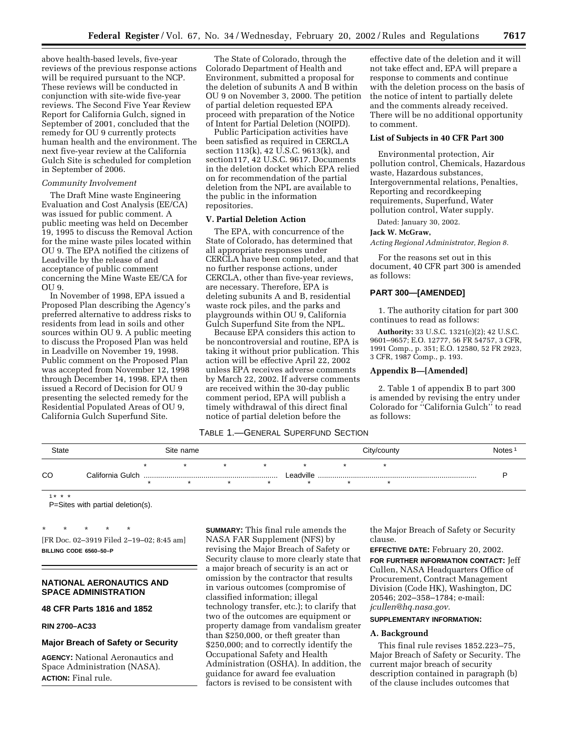above health-based levels, five-year reviews of the previous response actions will be required pursuant to the NCP. These reviews will be conducted in conjunction with site-wide five-year reviews. The Second Five Year Review Report for California Gulch, signed in September of 2001, concluded that the remedy for OU 9 currently protects human health and the environment. The next five-year review at the California Gulch Site is scheduled for completion in September of 2006.

*Community Involvement*

The Draft Mine waste Engineering Evaluation and Cost Analysis (EE/CA) was issued for public comment. A public meeting was held on December 19, 1995 to discuss the Removal Action for the mine waste piles located within OU 9. The EPA notified the citizens of Leadville by the release of and acceptance of public comment concerning the Mine Waste EE/CA for OU 9.

In November of 1998, EPA issued a Proposed Plan describing the Agency's preferred alternative to address risks to residents from lead in soils and other sources within OU 9. A public meeting to discuss the Proposed Plan was held in Leadville on November 19, 1998. Public comment on the Proposed Plan was accepted from November 12, 1998 through December 14, 1998. EPA then issued a Record of Decision for OU 9 presenting the selected remedy for the Residential Populated Areas of OU 9, California Gulch Superfund Site.

The State of Colorado, through the Colorado Department of Health and Environment, submitted a proposal for the deletion of subunits A and B within OU 9 on November 3, 2000. The petition of partial deletion requested EPA proceed with preparation of the Notice of Intent for Partial Deletion (NOIPD).

Public Participation activities have been satisfied as required in CERCLA section 113(k), 42 U.S.C. 9613(k), and section117, 42 U.S.C. 9617. Documents in the deletion docket which EPA relied on for recommendation of the partial deletion from the NPL are available to the public in the information repositories.

**V. Partial Deletion Action**

The EPA, with concurrence of the State of Colorado, has determined that all appropriate responses under CERCLA have been completed, and that no further response actions, under CERCLA, other than five-year reviews, are necessary. Therefore, EPA is deleting subunits A and B, residential waste rock piles, and the parks and playgrounds within OU 9, California Gulch Superfund Site from the NPL.

Because EPA considers this action to be noncontroversial and routine, EPA is taking it without prior publication. This action will be effective April 22, 2002 unless EPA receives adverse comments by March 22, 2002. If adverse comments are received within the 30-day public comment period, EPA will publish a timely withdrawal of this direct final notice of partial deletion before the effective date of the deletion and it will not take effect and, EPA will prepare a response to comments and continue with the deletion process on the basis of the notice of intent to partially delete and the comments already received. There will be no additional opportunity to comment.

**List of Subjects in 40 CFR Part 300**

Environmental protection, Air pollution control, Chemicals, Hazardous waste, Hazardous substances, Intergovernmental relations, Penalties, Reporting and recordkeeping requirements, Superfund, Water pollution control, Water supply.

Dated: January 30, 2002.

**Jack W. McGraw,**

*Acting Regional Administrator, Region 8.*

For the reasons set out in this document, 40 CFR part 300 is amended as follows:

## PART 300—[AMENDED]

1. The authority citation for part 300 continues to read as follows:

**Authority:** 33 U.S.C. 1321(c)(2); 42 U.S.C. 9601–9657; E.O. 12777, 56 FR 54757, 3 CFR, 1991 Comp., p. 351; E.O. 12580, 52 FR 2923, 3 CFR, 1987 Comp., p. 193.

**Appendix B—[Amended]**

2. Table 1 of appendix B to part 300 is amended by revising the entry under Colorado for "California Gulch" to read as follows:

TABLE 1.—GENERAL SUPERFUND SECTION

| State | Site name | City/county | Notes [1] |
|---|---|---|---|
| | * * * | * * * * | |
| CO | California Gulch | Leadville | P |
| | * * * | * * * * | |

[1] * * *

P=Sites with partial deletion(s).

\* \* \* \* \*

[FR Doc. 02–3919 Filed 2–19–02; 8:45 am]

**BILLING CODE 6560–50–P**

---

## NATIONAL AERONAUTICS AND SPACE ADMINISTRATION

### 48 CFR Parts 1816 and 1852

**RIN 2700–AC33**

### Major Breach of Safety or Security

**AGENCY:** National Aeronautics and Space Administration (NASA).

**ACTION:** Final rule.

**SUMMARY:** This final rule amends the NASA FAR Supplement (NFS) by revising the Major Breach of Safety or Security clause to more clearly state that a major breach of security is an act or omission by the contractor that results in various outcomes (compromise of classified information; illegal technology transfer, etc.); to clarify that two of the outcomes are equipment or property damage from vandalism greater than $250,000, or theft greater than $250,000; and to correctly identify the Occupational Safety and Health Administration (OSHA). In addition, the guidance for award fee evaluation factors is revised to be consistent with the Major Breach of Safety or Security clause.

**EFFECTIVE DATE:** February 20, 2002.

**FOR FURTHER INFORMATION CONTACT:** Jeff Cullen, NASA Headquarters Office of Procurement, Contract Management Division (Code HK), Washington, DC 20546; 202–358–1784; e-mail: *jcullen@hq.nasa.gov.*

**SUPPLEMENTARY INFORMATION:**

**A. Background**

This final rule revises 1852.223–75, Major Breach of Safety or Security. The current major breach of security description contained in paragraph (b) of the clause includes outcomes that